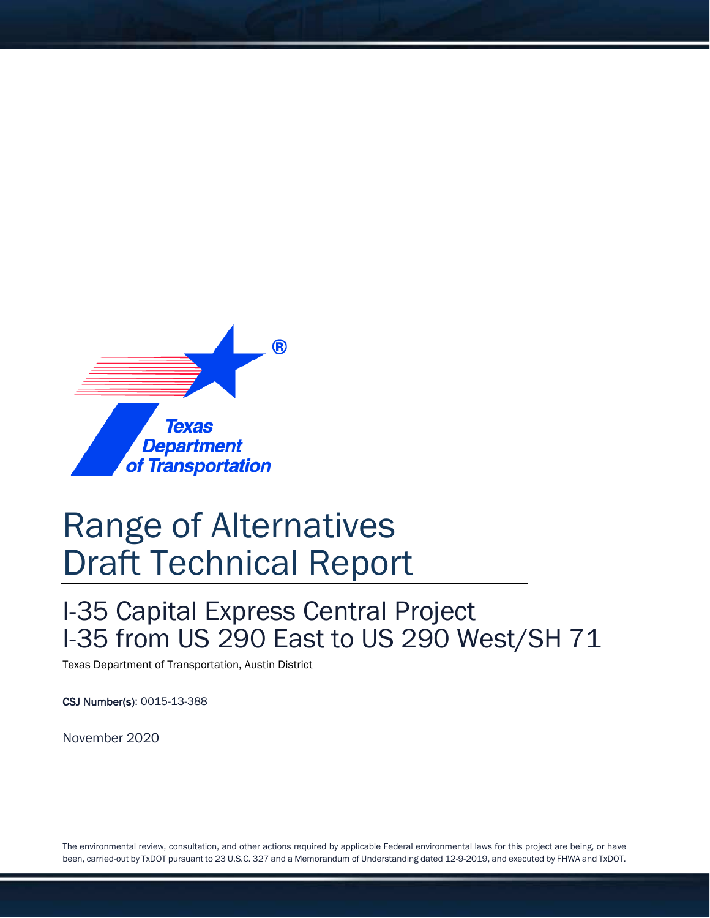Texas Department of Transportation

# Range of Alternatives Draft Technical Report

## I-35 Capital Express Central Project I-35 from US 290 East to US 290 West/SH 71

Texas Department of Transportation, Austin District

**CSJ Number(s)**: 0015-13-388

November 2020

The environmental review, consultation, and other actions required by applicable Federal environmental laws for this project are being, or have been, carried-out by TxDOT pursuant to 23 U.S.C. 327 and a Memorandum of Understanding dated 12-9-2019, and executed by FHWA and TxDOT.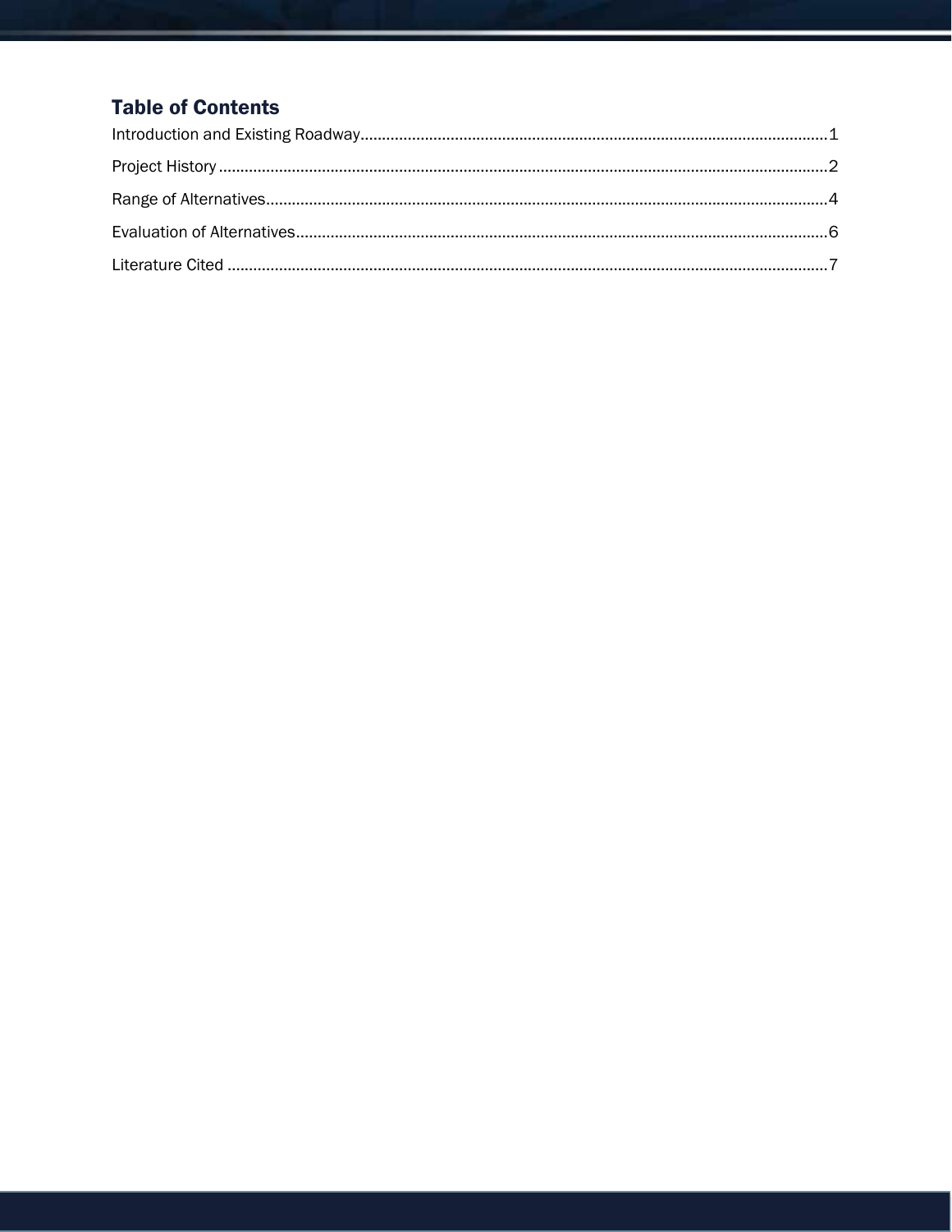## Table of Contents

Introduction and Existing Roadway........................................................................................................1

Project History...........................................................................................................................................2

Range of Alternatives.................................................................................................................................4

Evaluation of Alternatives.........................................................................................................................6

Literature Cited .........................................................................................................................................7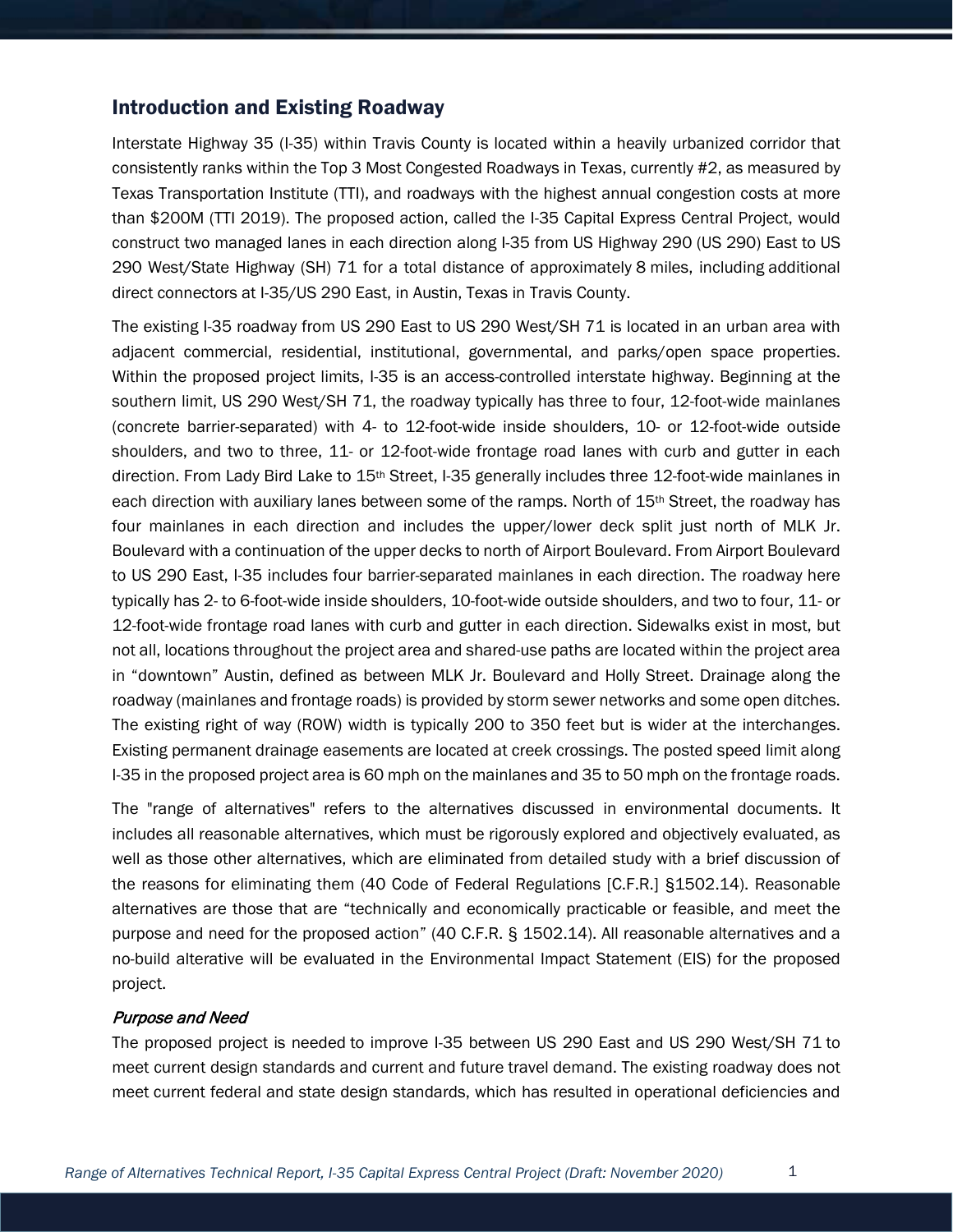## Introduction and Existing Roadway

Interstate Highway 35 (I-35) within Travis County is located within a heavily urbanized corridor that consistently ranks within the Top 3 Most Congested Roadways in Texas, currently #2, as measured by Texas Transportation Institute (TTI), and roadways with the highest annual congestion costs at more than $200M (TTI 2019). The proposed action, called the I-35 Capital Express Central Project, would construct two managed lanes in each direction along I-35 from US Highway 290 (US 290) East to US 290 West/State Highway (SH) 71 for a total distance of approximately 8 miles, including additional direct connectors at I-35/US 290 East, in Austin, Texas in Travis County.

The existing I-35 roadway from US 290 East to US 290 West/SH 71 is located in an urban area with adjacent commercial, residential, institutional, governmental, and parks/open space properties. Within the proposed project limits, I-35 is an access-controlled interstate highway. Beginning at the southern limit, US 290 West/SH 71, the roadway typically has three to four, 12-foot-wide mainlanes (concrete barrier-separated) with 4- to 12-foot-wide inside shoulders, 10- or 12-foot-wide outside shoulders, and two to three, 11- or 12-foot-wide frontage road lanes with curb and gutter in each direction. From Lady Bird Lake to 15th Street, I-35 generally includes three 12-foot-wide mainlanes in each direction with auxiliary lanes between some of the ramps. North of 15th Street, the roadway has four mainlanes in each direction and includes the upper/lower deck split just north of MLK Jr. Boulevard with a continuation of the upper decks to north of Airport Boulevard. From Airport Boulevard to US 290 East, I-35 includes four barrier-separated mainlanes in each direction. The roadway here typically has 2- to 6-foot-wide inside shoulders, 10-foot-wide outside shoulders, and two to four, 11- or 12-foot-wide frontage road lanes with curb and gutter in each direction. Sidewalks exist in most, but not all, locations throughout the project area and shared-use paths are located within the project area in "downtown" Austin, defined as between MLK Jr. Boulevard and Holly Street. Drainage along the roadway (mainlanes and frontage roads) is provided by storm sewer networks and some open ditches. The existing right of way (ROW) width is typically 200 to 350 feet but is wider at the interchanges. Existing permanent drainage easements are located at creek crossings. The posted speed limit along I-35 in the proposed project area is 60 mph on the mainlanes and 35 to 50 mph on the frontage roads.

The "range of alternatives" refers to the alternatives discussed in environmental documents. It includes all reasonable alternatives, which must be rigorously explored and objectively evaluated, as well as those other alternatives, which are eliminated from detailed study with a brief discussion of the reasons for eliminating them (40 Code of Federal Regulations [C.F.R.] §1502.14). Reasonable alternatives are those that are "technically and economically practicable or feasible, and meet the purpose and need for the proposed action" (40 C.F.R. § 1502.14). All reasonable alternatives and a no-build alterative will be evaluated in the Environmental Impact Statement (EIS) for the proposed project.

### *Purpose and Need*

The proposed project is needed to improve I-35 between US 290 East and US 290 West/SH 71 to meet current design standards and current and future travel demand. The existing roadway does not meet current federal and state design standards, which has resulted in operational deficiencies and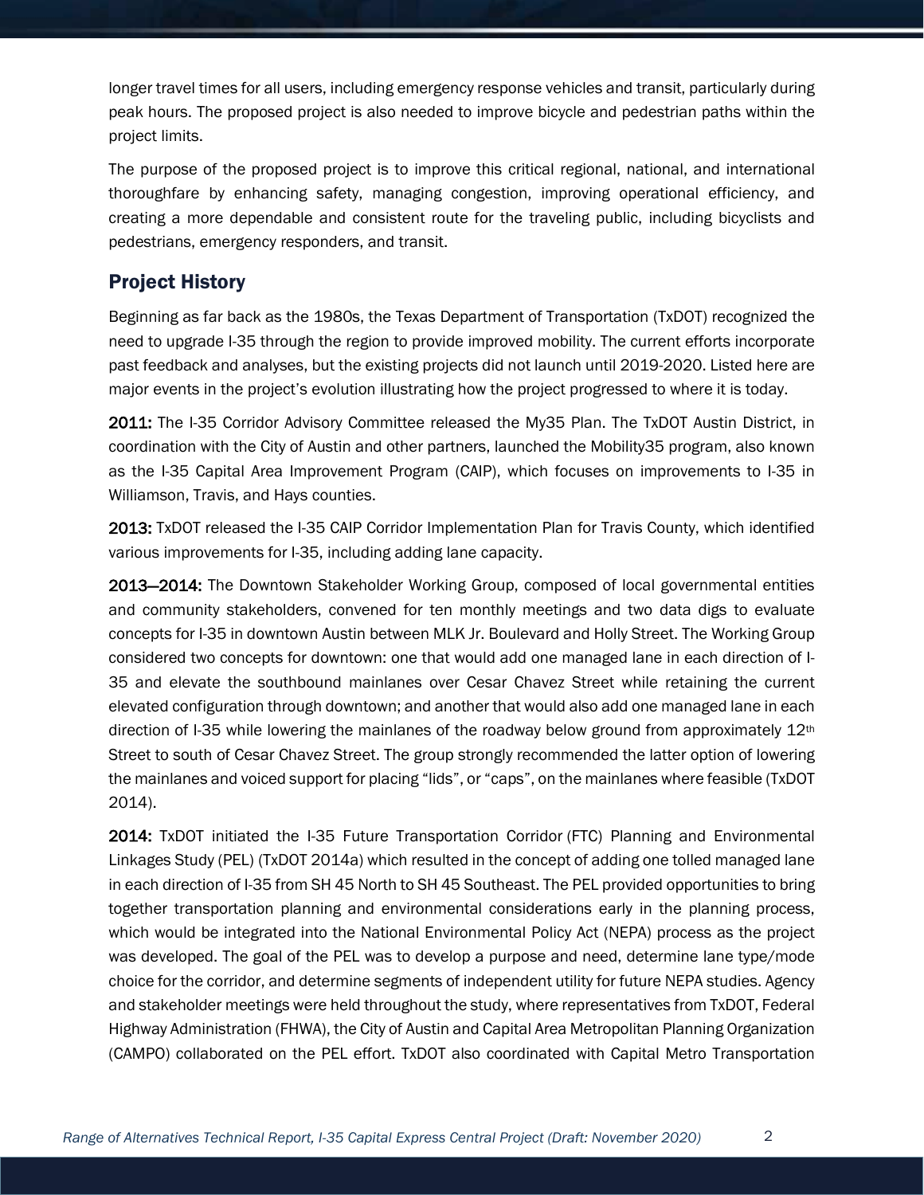longer travel times for all users, including emergency response vehicles and transit, particularly during peak hours. The proposed project is also needed to improve bicycle and pedestrian paths within the project limits.

The purpose of the proposed project is to improve this critical regional, national, and international thoroughfare by enhancing safety, managing congestion, improving operational efficiency, and creating a more dependable and consistent route for the traveling public, including bicyclists and pedestrians, emergency responders, and transit.

## Project History

Beginning as far back as the 1980s, the Texas Department of Transportation (TxDOT) recognized the need to upgrade I-35 through the region to provide improved mobility. The current efforts incorporate past feedback and analyses, but the existing projects did not launch until 2019-2020. Listed here are major events in the project's evolution illustrating how the project progressed to where it is today.

**2011:** The I-35 Corridor Advisory Committee released the My35 Plan. The TxDOT Austin District, in coordination with the City of Austin and other partners, launched the Mobility35 program, also known as the I-35 Capital Area Improvement Program (CAIP), which focuses on improvements to I-35 in Williamson, Travis, and Hays counties.

**2013:** TxDOT released the I-35 CAIP Corridor Implementation Plan for Travis County, which identified various improvements for I-35, including adding lane capacity.

**2013—2014:** The Downtown Stakeholder Working Group, composed of local governmental entities and community stakeholders, convened for ten monthly meetings and two data digs to evaluate concepts for I-35 in downtown Austin between MLK Jr. Boulevard and Holly Street. The Working Group considered two concepts for downtown: one that would add one managed lane in each direction of I-35 and elevate the southbound mainlanes over Cesar Chavez Street while retaining the current elevated configuration through downtown; and another that would also add one managed lane in each direction of I-35 while lowering the mainlanes of the roadway below ground from approximately 12th Street to south of Cesar Chavez Street. The group strongly recommended the latter option of lowering the mainlanes and voiced support for placing "lids", or "caps", on the mainlanes where feasible (TxDOT 2014).

**2014:** TxDOT initiated the I-35 Future Transportation Corridor (FTC) Planning and Environmental Linkages Study (PEL) (TxDOT 2014a) which resulted in the concept of adding one tolled managed lane in each direction of I-35 from SH 45 North to SH 45 Southeast. The PEL provided opportunities to bring together transportation planning and environmental considerations early in the planning process, which would be integrated into the National Environmental Policy Act (NEPA) process as the project was developed. The goal of the PEL was to develop a purpose and need, determine lane type/mode choice for the corridor, and determine segments of independent utility for future NEPA studies. Agency and stakeholder meetings were held throughout the study, where representatives from TxDOT, Federal Highway Administration (FHWA), the City of Austin and Capital Area Metropolitan Planning Organization (CAMPO) collaborated on the PEL effort. TxDOT also coordinated with Capital Metro Transportation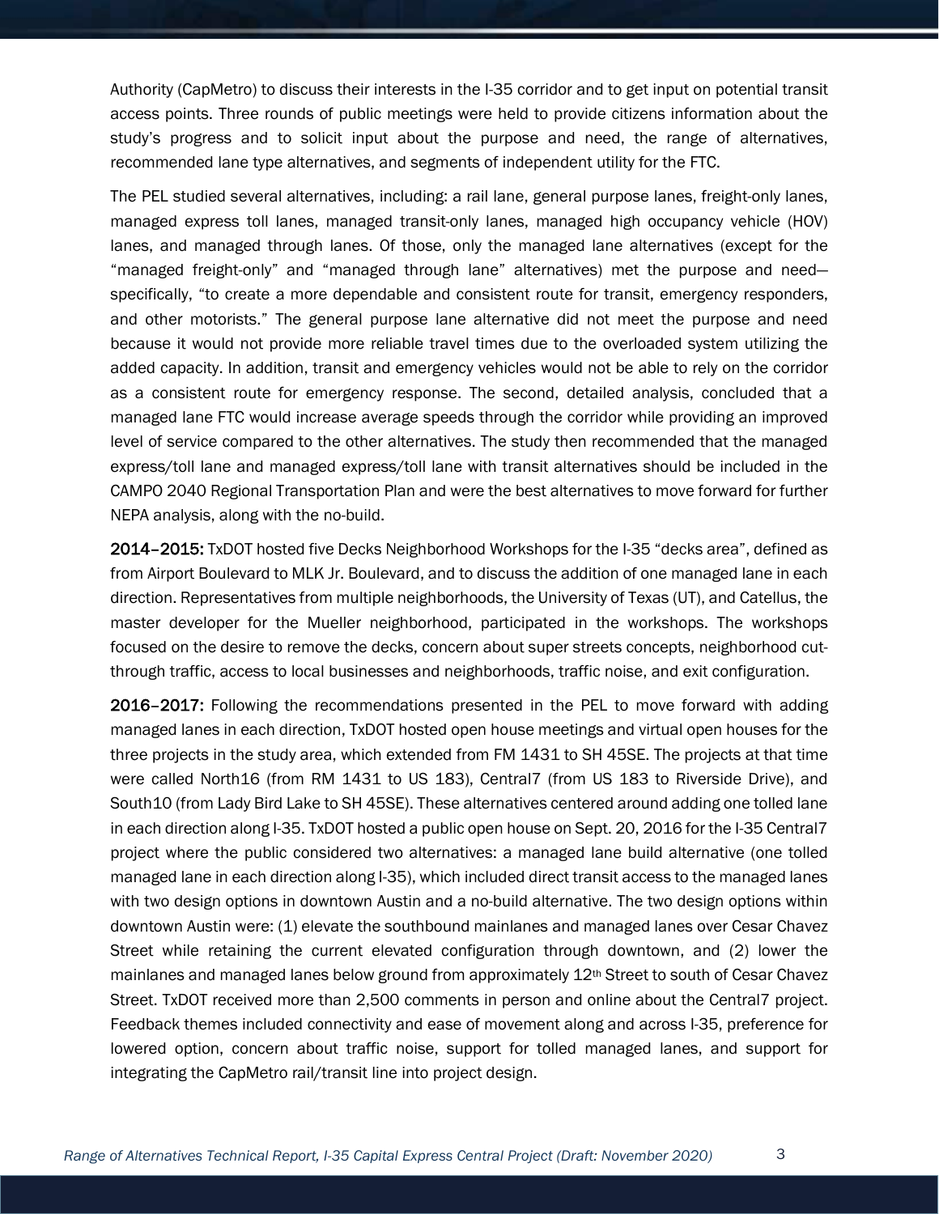Authority (CapMetro) to discuss their interests in the I-35 corridor and to get input on potential transit access points. Three rounds of public meetings were held to provide citizens information about the study's progress and to solicit input about the purpose and need, the range of alternatives, recommended lane type alternatives, and segments of independent utility for the FTC.

The PEL studied several alternatives, including: a rail lane, general purpose lanes, freight-only lanes, managed express toll lanes, managed transit-only lanes, managed high occupancy vehicle (HOV) lanes, and managed through lanes. Of those, only the managed lane alternatives (except for the "managed freight-only" and "managed through lane" alternatives) met the purpose and need—specifically, "to create a more dependable and consistent route for transit, emergency responders, and other motorists." The general purpose lane alternative did not meet the purpose and need because it would not provide more reliable travel times due to the overloaded system utilizing the added capacity. In addition, transit and emergency vehicles would not be able to rely on the corridor as a consistent route for emergency response. The second, detailed analysis, concluded that a managed lane FTC would increase average speeds through the corridor while providing an improved level of service compared to the other alternatives. The study then recommended that the managed express/toll lane and managed express/toll lane with transit alternatives should be included in the CAMPO 2040 Regional Transportation Plan and were the best alternatives to move forward for further NEPA analysis, along with the no-build.

**2014–2015:** TxDOT hosted five Decks Neighborhood Workshops for the I-35 "decks area", defined as from Airport Boulevard to MLK Jr. Boulevard, and to discuss the addition of one managed lane in each direction. Representatives from multiple neighborhoods, the University of Texas (UT), and Catellus, the master developer for the Mueller neighborhood, participated in the workshops. The workshops focused on the desire to remove the decks, concern about super streets concepts, neighborhood cut-through traffic, access to local businesses and neighborhoods, traffic noise, and exit configuration.

**2016–2017:** Following the recommendations presented in the PEL to move forward with adding managed lanes in each direction, TxDOT hosted open house meetings and virtual open houses for the three projects in the study area, which extended from FM 1431 to SH 45SE. The projects at that time were called North16 (from RM 1431 to US 183), Central7 (from US 183 to Riverside Drive), and South10 (from Lady Bird Lake to SH 45SE). These alternatives centered around adding one tolled lane in each direction along I-35. TxDOT hosted a public open house on Sept. 20, 2016 for the I-35 Central7 project where the public considered two alternatives: a managed lane build alternative (one tolled managed lane in each direction along I-35), which included direct transit access to the managed lanes with two design options in downtown Austin and a no-build alternative. The two design options within downtown Austin were: (1) elevate the southbound mainlanes and managed lanes over Cesar Chavez Street while retaining the current elevated configuration through downtown, and (2) lower the mainlanes and managed lanes below ground from approximately 12th Street to south of Cesar Chavez Street. TxDOT received more than 2,500 comments in person and online about the Central7 project. Feedback themes included connectivity and ease of movement along and across I-35, preference for lowered option, concern about traffic noise, support for tolled managed lanes, and support for integrating the CapMetro rail/transit line into project design.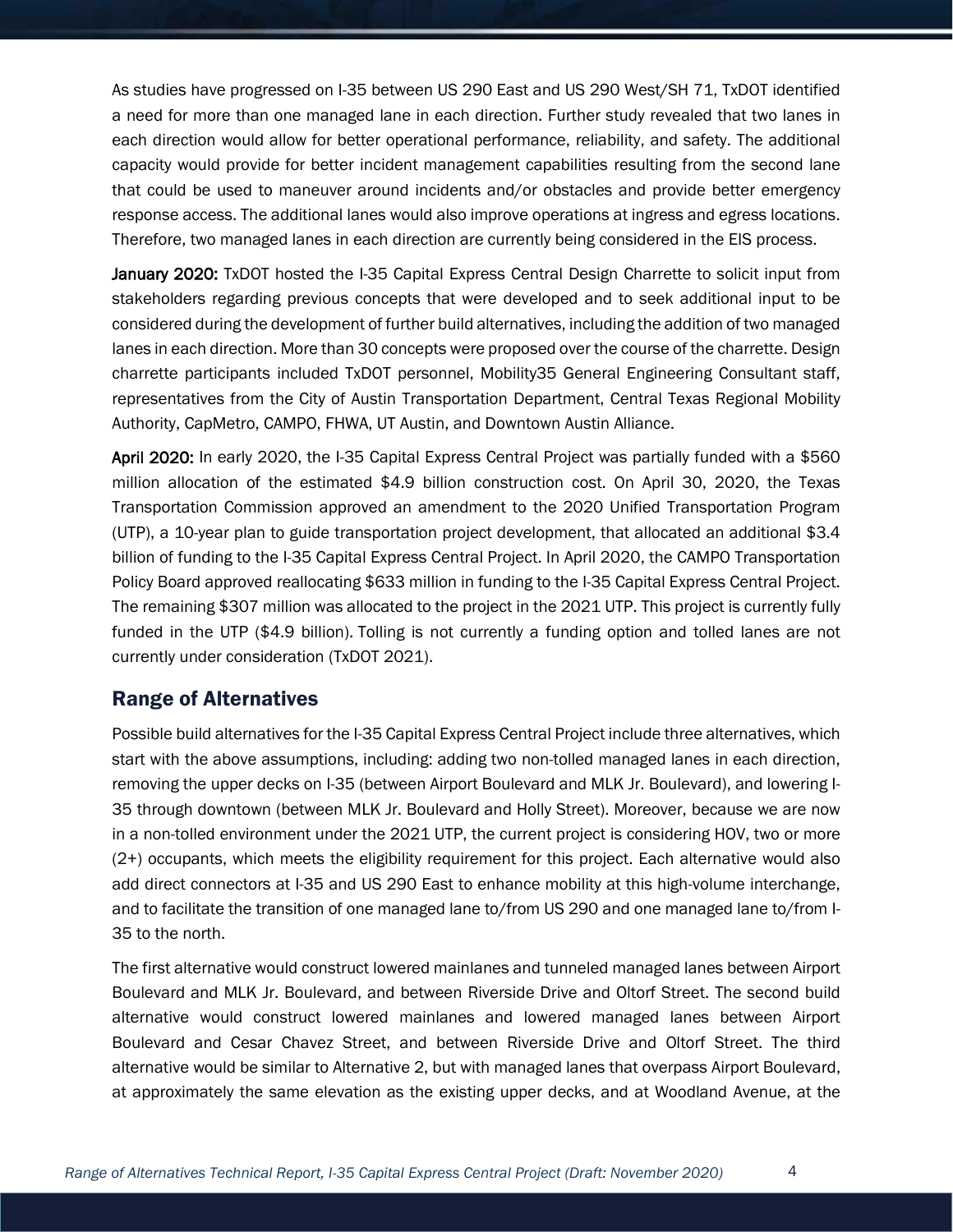As studies have progressed on I-35 between US 290 East and US 290 West/SH 71, TxDOT identified a need for more than one managed lane in each direction. Further study revealed that two lanes in each direction would allow for better operational performance, reliability, and safety. The additional capacity would provide for better incident management capabilities resulting from the second lane that could be used to maneuver around incidents and/or obstacles and provide better emergency response access. The additional lanes would also improve operations at ingress and egress locations. Therefore, two managed lanes in each direction are currently being considered in the EIS process.

**January 2020:** TxDOT hosted the I-35 Capital Express Central Design Charrette to solicit input from stakeholders regarding previous concepts that were developed and to seek additional input to be considered during the development of further build alternatives, including the addition of two managed lanes in each direction. More than 30 concepts were proposed over the course of the charrette. Design charrette participants included TxDOT personnel, Mobility35 General Engineering Consultant staff, representatives from the City of Austin Transportation Department, Central Texas Regional Mobility Authority, CapMetro, CAMPO, FHWA, UT Austin, and Downtown Austin Alliance.

**April 2020:** In early 2020, the I-35 Capital Express Central Project was partially funded with a $560 million allocation of the estimated $4.9 billion construction cost. On April 30, 2020, the Texas Transportation Commission approved an amendment to the 2020 Unified Transportation Program (UTP), a 10-year plan to guide transportation project development, that allocated an additional $3.4 billion of funding to the I-35 Capital Express Central Project. In April 2020, the CAMPO Transportation Policy Board approved reallocating $633 million in funding to the I-35 Capital Express Central Project. The remaining $307 million was allocated to the project in the 2021 UTP. This project is currently fully funded in the UTP ($4.9 billion). Tolling is not currently a funding option and tolled lanes are not currently under consideration (TxDOT 2021).

## Range of Alternatives

Possible build alternatives for the I-35 Capital Express Central Project include three alternatives, which start with the above assumptions, including: adding two non-tolled managed lanes in each direction, removing the upper decks on I-35 (between Airport Boulevard and MLK Jr. Boulevard), and lowering I-35 through downtown (between MLK Jr. Boulevard and Holly Street). Moreover, because we are now in a non-tolled environment under the 2021 UTP, the current project is considering HOV, two or more (2+) occupants, which meets the eligibility requirement for this project. Each alternative would also add direct connectors at I-35 and US 290 East to enhance mobility at this high-volume interchange, and to facilitate the transition of one managed lane to/from US 290 and one managed lane to/from I-35 to the north.

The first alternative would construct lowered mainlanes and tunneled managed lanes between Airport Boulevard and MLK Jr. Boulevard, and between Riverside Drive and Oltorf Street. The second build alternative would construct lowered mainlanes and lowered managed lanes between Airport Boulevard and Cesar Chavez Street, and between Riverside Drive and Oltorf Street. The third alternative would be similar to Alternative 2, but with managed lanes that overpass Airport Boulevard, at approximately the same elevation as the existing upper decks, and at Woodland Avenue, at the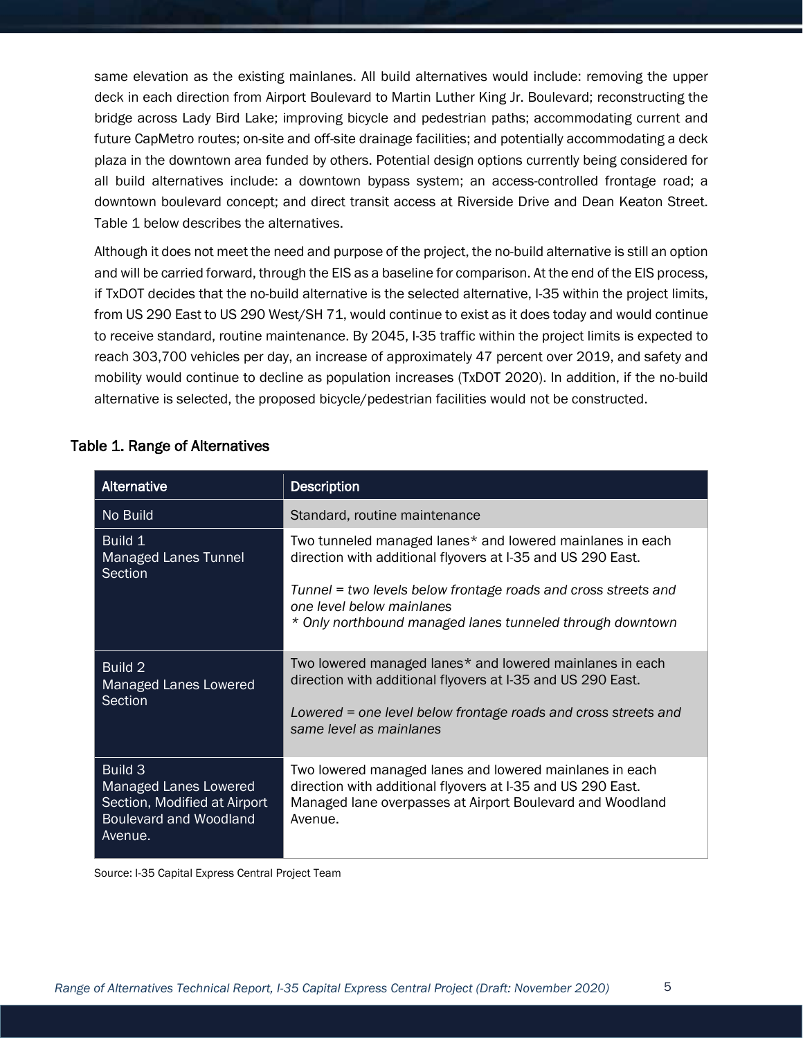same elevation as the existing mainlanes. All build alternatives would include: removing the upper deck in each direction from Airport Boulevard to Martin Luther King Jr. Boulevard; reconstructing the bridge across Lady Bird Lake; improving bicycle and pedestrian paths; accommodating current and future CapMetro routes; on-site and off-site drainage facilities; and potentially accommodating a deck plaza in the downtown area funded by others. Potential design options currently being considered for all build alternatives include: a downtown bypass system; an access-controlled frontage road; a downtown boulevard concept; and direct transit access at Riverside Drive and Dean Keaton Street. Table 1 below describes the alternatives.

Although it does not meet the need and purpose of the project, the no-build alternative is still an option and will be carried forward, through the EIS as a baseline for comparison. At the end of the EIS process, if TxDOT decides that the no-build alternative is the selected alternative, I-35 within the project limits, from US 290 East to US 290 West/SH 71, would continue to exist as it does today and would continue to receive standard, routine maintenance. By 2045, I-35 traffic within the project limits is expected to reach 303,700 vehicles per day, an increase of approximately 47 percent over 2019, and safety and mobility would continue to decline as population increases (TxDOT 2020). In addition, if the no-build alternative is selected, the proposed bicycle/pedestrian facilities would not be constructed.

### Table 1. Range of Alternatives

| Alternative | Description |
|---|---|
| No Build | Standard, routine maintenance |
| Build 1<br>Managed Lanes Tunnel Section | Two tunneled managed lanes* and lowered mainlanes in each direction with additional flyovers at I-35 and US 290 East.<br><br>*Tunnel = two levels below frontage roads and cross streets and one level below mainlanes*<br>*\* Only northbound managed lanes tunneled through downtown* |
| Build 2<br>Managed Lanes Lowered Section | Two lowered managed lanes* and lowered mainlanes in each direction with additional flyovers at I-35 and US 290 East.<br><br>*Lowered = one level below frontage roads and cross streets and same level as mainlanes* |
| Build 3<br>Managed Lanes Lowered Section, Modified at Airport Boulevard and Woodland Avenue. | Two lowered managed lanes and lowered mainlanes in each direction with additional flyovers at I-35 and US 290 East. Managed lane overpasses at Airport Boulevard and Woodland Avenue. |

Source: I-35 Capital Express Central Project Team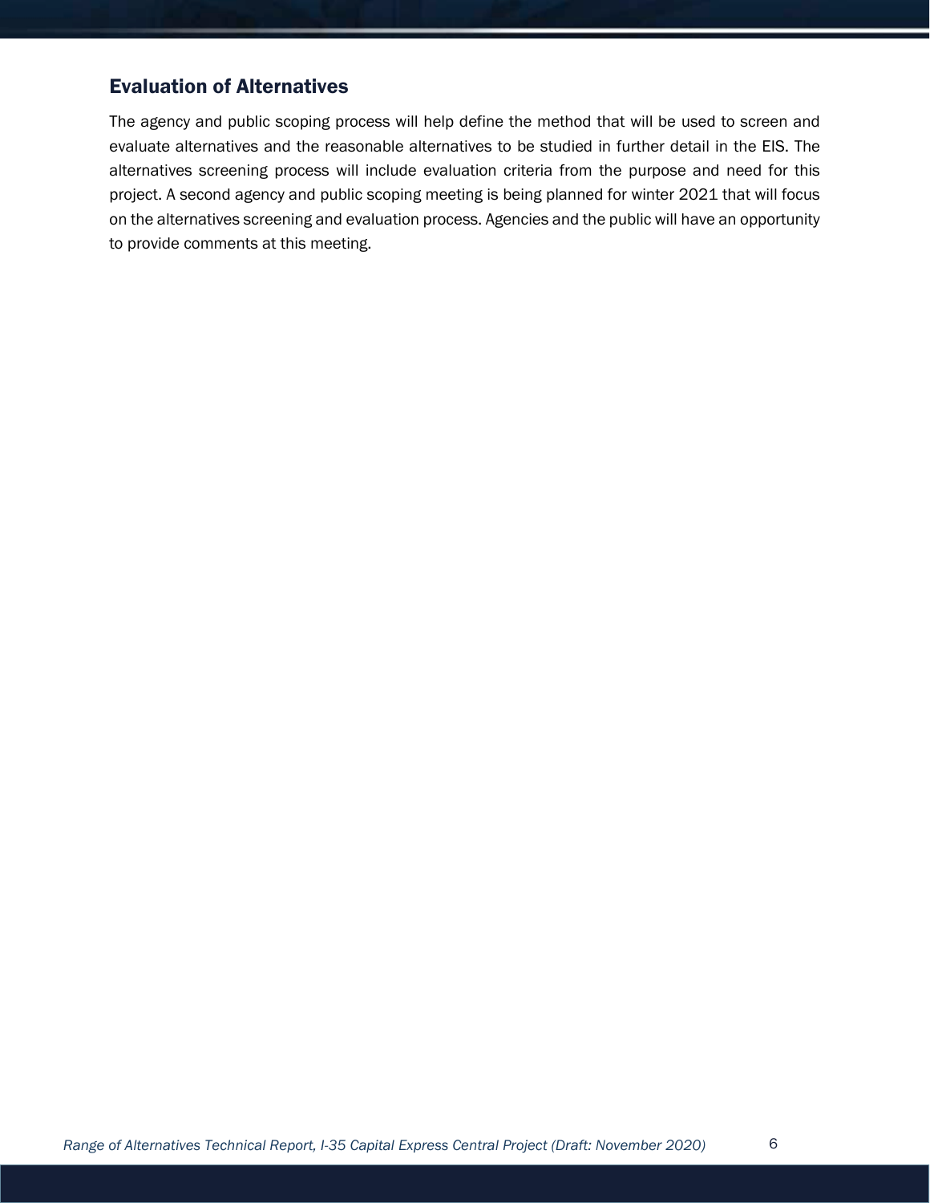## Evaluation of Alternatives

The agency and public scoping process will help define the method that will be used to screen and evaluate alternatives and the reasonable alternatives to be studied in further detail in the EIS. The alternatives screening process will include evaluation criteria from the purpose and need for this project. A second agency and public scoping meeting is being planned for winter 2021 that will focus on the alternatives screening and evaluation process. Agencies and the public will have an opportunity to provide comments at this meeting.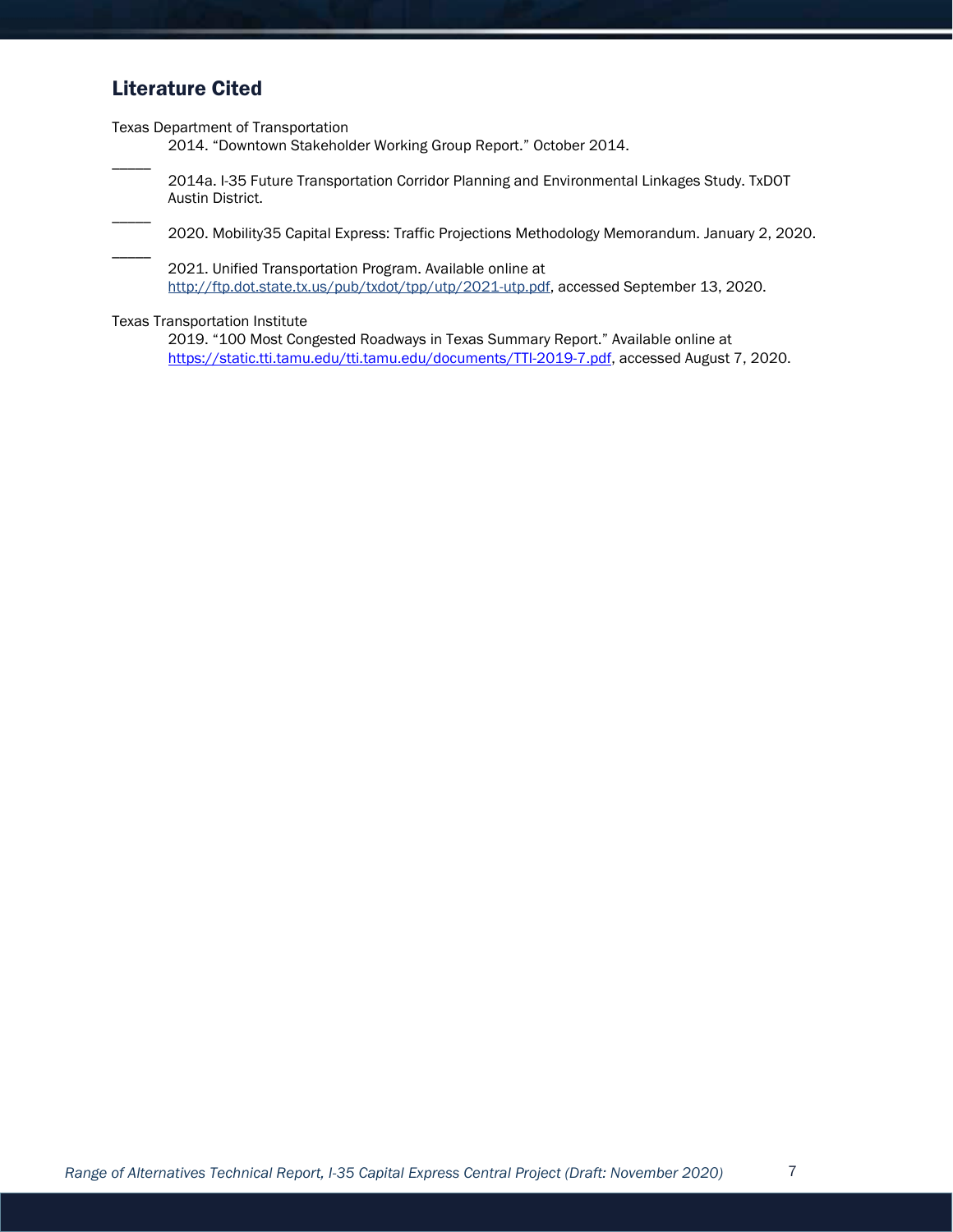## Literature Cited

Texas Department of Transportation

2014. "Downtown Stakeholder Working Group Report." October 2014.

_____ 2014a. I-35 Future Transportation Corridor Planning and Environmental Linkages Study. TxDOT Austin District.

_____ 2020. Mobility35 Capital Express: Traffic Projections Methodology Memorandum. January 2, 2020.

_____ 2021. Unified Transportation Program. Available online at http://ftp.dot.state.tx.us/pub/txdot/tpp/utp/2021-utp.pdf, accessed September 13, 2020.

Texas Transportation Institute

2019. "100 Most Congested Roadways in Texas Summary Report." Available online at https://static.tti.tamu.edu/tti.tamu.edu/documents/TTI-2019-7.pdf, accessed August 7, 2020.